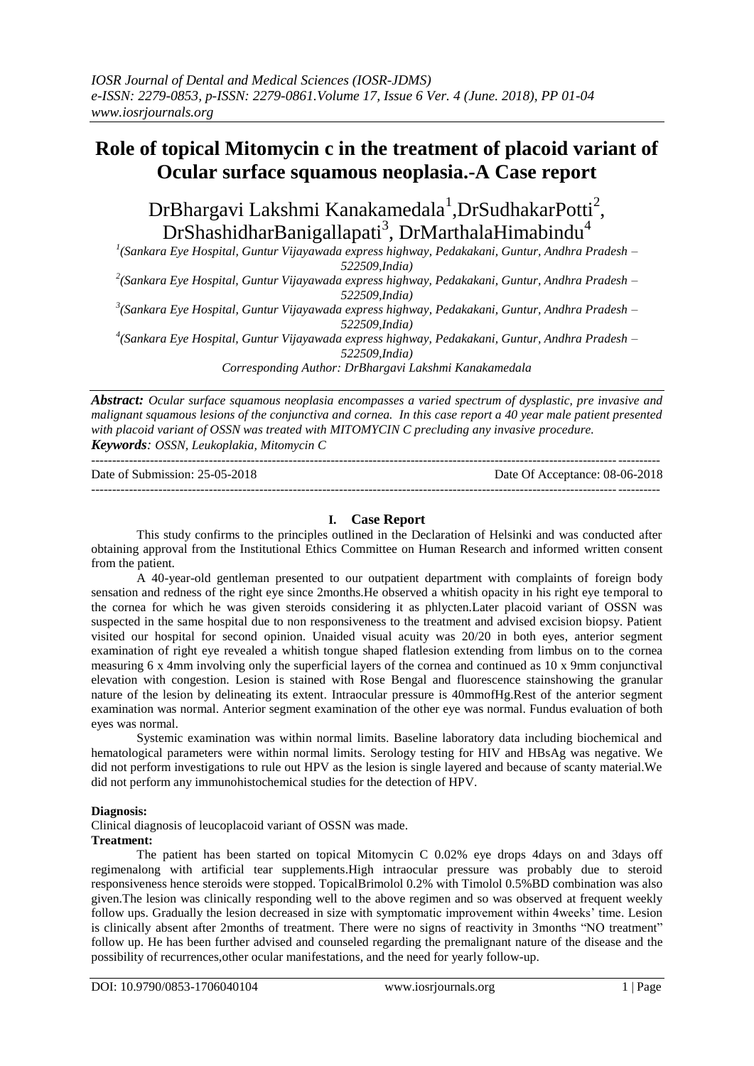# Role of topical Mitomycin c in the treatment of placoid variant of Ocular surface squamous neoplasia.-A Case report

DrBhargavi Lakshmi Kanakamedala[1],DrSudhakarPotti[2], DrShashidharBanigallapati[3], DrMarthalaHimabindu[4]

[1](Sankara Eye Hospital, Guntur Vijayawada express highway, Pedakakani, Guntur, Andhra Pradesh – 522509,India)
[2](Sankara Eye Hospital, Guntur Vijayawada express highway, Pedakakani, Guntur, Andhra Pradesh – 522509,India)
[3](Sankara Eye Hospital, Guntur Vijayawada express highway, Pedakakani, Guntur, Andhra Pradesh – 522509,India)
[4](Sankara Eye Hospital, Guntur Vijayawada express highway, Pedakakani, Guntur, Andhra Pradesh – 522509,India)

*Corresponding Author: DrBhargavi Lakshmi Kanakamedala*

***Abstract:*** *Ocular surface squamous neoplasia encompasses a varied spectrum of dysplastic, pre invasive and malignant squamous lesions of the conjunctiva and cornea. In this case report a 40 year male patient presented with placoid variant of OSSN was treated with MITOMYCIN C precluding any invasive procedure.*

***Keywords****: OSSN, Leukoplakia, Mitomycin C*

Date of Submission: 25-05-2018 Date Of Acceptance: 08-06-2018

## I. Case Report

This study confirms to the principles outlined in the Declaration of Helsinki and was conducted after obtaining approval from the Institutional Ethics Committee on Human Research and informed written consent from the patient.

A 40-year-old gentleman presented to our outpatient department with complaints of foreign body sensation and redness of the right eye since 2months.He observed a whitish opacity in his right eye temporal to the cornea for which he was given steroids considering it as phlycten.Later placoid variant of OSSN was suspected in the same hospital due to non responsiveness to the treatment and advised excision biopsy. Patient visited our hospital for second opinion. Unaided visual acuity was 20/20 in both eyes, anterior segment examination of right eye revealed a whitish tongue shaped flatlesion extending from limbus on to the cornea measuring 6 x 4mm involving only the superficial layers of the cornea and continued as 10 x 9mm conjunctival elevation with congestion. Lesion is stained with Rose Bengal and fluorescence stainshowing the granular nature of the lesion by delineating its extent. Intraocular pressure is 40mmofHg.Rest of the anterior segment examination was normal. Anterior segment examination of the other eye was normal. Fundus evaluation of both eyes was normal.

Systemic examination was within normal limits. Baseline laboratory data including biochemical and hematological parameters were within normal limits. Serology testing for HIV and HBsAg was negative. We did not perform investigations to rule out HPV as the lesion is single layered and because of scanty material.We did not perform any immunohistochemical studies for the detection of HPV.

**Diagnosis:**

Clinical diagnosis of leucoplacoid variant of OSSN was made.

**Treatment:**

The patient has been started on topical Mitomycin C 0.02% eye drops 4days on and 3days off regimenalong with artificial tear supplements.High intraocular pressure was probably due to steroid responsiveness hence steroids were stopped. TopicalBrimolol 0.2% with Timolol 0.5%BD combination was also given.The lesion was clinically responding well to the above regimen and so was observed at frequent weekly follow ups. Gradually the lesion decreased in size with symptomatic improvement within 4weeks' time. Lesion is clinically absent after 2months of treatment. There were no signs of reactivity in 3months "NO treatment" follow up. He has been further advised and counseled regarding the premalignant nature of the disease and the possibility of recurrences,other ocular manifestations, and the need for yearly follow-up.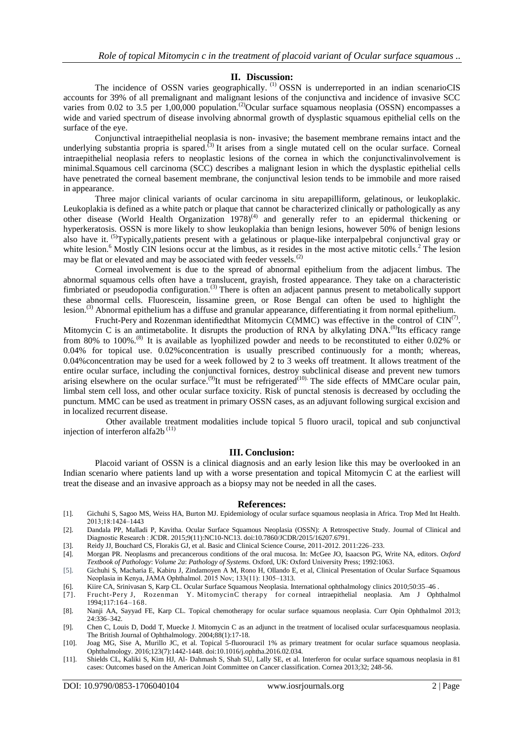## II. Discussion:

The incidence of OSSN varies geographically. [1] OSSN is underreported in an indian scenarioCIS accounts for 39% of all premalignant and malignant lesions of the conjunctiva and incidence of invasive SCC varies from 0.02 to 3.5 per 1,00,000 population.[2]Ocular surface squamous neoplasia (OSSN) encompasses a wide and varied spectrum of disease involving abnormal growth of dysplastic squamous epithelial cells on the surface of the eye.

Conjunctival intraepithelial neoplasia is non- invasive; the basement membrane remains intact and the underlying substantia propria is spared.[3] It arises from a single mutated cell on the ocular surface. Corneal intraepithelial neoplasia refers to neoplastic lesions of the cornea in which the conjunctivalinvolvement is minimal.Squamous cell carcinoma (SCC) describes a malignant lesion in which the dysplastic epithelial cells have penetrated the corneal basement membrane, the conjunctival lesion tends to be immobile and more raised in appearance.

Three major clinical variants of ocular carcinoma in situ arepapilliform, gelatinous, or leukoplakic. Leukoplakia is defined as a white patch or plaque that cannot be characterized clinically or pathologically as any other disease (World Health Organization 1978)[4] and generally refer to an epidermal thickening or hyperkeratosis. OSSN is more likely to show leukoplakia than benign lesions, however 50% of benign lesions also have it. [5]Typically,patients present with a gelatinous or plaque-like interpalpebral conjunctival gray or white lesion.[6] Mostly CIN lesions occur at the limbus, as it resides in the most active mitotic cells.[2] The lesion may be flat or elevated and may be associated with feeder vessels.[2]

Corneal involvement is due to the spread of abnormal epithelium from the adjacent limbus. The abnormal squamous cells often have a translucent, grayish, frosted appearance. They take on a characteristic fimbriated or pseudopodia configuration.[3] There is often an adjacent pannus present to metabolically support these abnormal cells. Fluorescein, lissamine green, or Rose Bengal can often be used to highlight the lesion.[3] Abnormal epithelium has a diffuse and granular appearance, differentiating it from normal epithelium.

Frucht-Pery and Rozenman identifiedthat Mitomycin C(MMC) was effective in the control of CIN[7]. Mitomycin C is an antimetabolite. It disrupts the production of RNA by alkylating DNA.[8]Its efficacy range from 80% to 100%.[8] It is available as lyophilized powder and needs to be reconstituted to either 0.02% or 0.04% for topical use. 0.02%concentration is usually prescribed continuously for a month; whereas, 0.04%concentration may be used for a week followed by 2 to 3 weeks off treatment. It allows treatment of the entire ocular surface, including the conjunctival fornices, destroy subclinical disease and prevent new tumors arising elsewhere on the ocular surface.[9]It must be refrigerated[10]. The side effects of MMCare ocular pain, limbal stem cell loss, and other ocular surface toxicity. Risk of punctal stenosis is decreased by occluding the punctum. MMC can be used as treatment in primary OSSN cases, as an adjuvant following surgical excision and in localized recurrent disease.

Other available treatment modalities include topical 5 fluoro uracil, topical and sub conjunctival injection of interferon alfa2b [11]

## III. Conclusion:

Placoid variant of OSSN is a clinical diagnosis and an early lesion like this may be overlooked in an Indian scenario where patients land up with a worse presentation and topical Mitomycin C at the earliest will treat the disease and an invasive approach as a biopsy may not be needed in all the cases.

## References:

[1]. Gichuhi S, Sagoo MS, Weiss HA, Burton MJ. Epidemiology of ocular surface squamous neoplasia in Africa. Trop Med Int Health. 2013;18:1424–1443

[2]. Dandala PP, Malladi P, Kavitha. Ocular Surface Squamous Neoplasia (OSSN): A Retrospective Study. Journal of Clinical and Diagnostic Research : JCDR. 2015;9(11):NC10-NC13. doi:10.7860/JCDR/2015/16207.6791.

[3]. Reidy JJ, Bouchard CS, Florakis GJ, et al. Basic and Clinical Science Course, 2011-2012. 2011:226–233.

[4]. Morgan PR. Neoplasms and precancerous conditions of the oral mucosa. In: McGee JO, Isaacson PG, Write NA, editors. *Oxford Textbook of Pathology*: *Volume 2a*: *Pathology of Systems*. Oxford, UK: Oxford University Press; 1992:1063.

[5]. Gichuhi S, Macharia E, Kabiru J, Zindamoyen A M, Rono H, Ollando E, et al, Clinical Presentation of Ocular Surface Squamous Neoplasia in Kenya, JAMA Ophthalmol. 2015 Nov; 133(11): 1305–1313.

[6]. Kiire CA, Srinivasan S, Karp CL. Ocular Surface Squamous Neoplasia. International ophthalmology clinics 2010;50:35–46 .

[7]. Frucht-Pery J, Rozenman Y. MitomycinC therapy for corneal intraepithelial neoplasia. Am J Ophthalmol 1994;117:164–168.

[8]. Nanji AA, Sayyad FE, Karp CL. Topical chemotherapy for ocular surface squamous neoplasia. Curr Opin Ophthalmol 2013; 24:336–342.

[9]. Chen C, Louis D, Dodd T, Muecke J. Mitomycin C as an adjunct in the treatment of localised ocular surfacesquamous neoplasia. The British Journal of Ophthalmology. 2004;88(1):17-18.

[10]. Joag MG, Sise A, Murillo JC, et al. Topical 5-fluorouracil 1% as primary treatment for ocular surface squamous neoplasia. Ophthalmology. 2016;123(7):1442-1448. doi:10.1016/j.ophtha.2016.02.034.

[11]. Shields CL, Kaliki S, Kim HJ, Al- Dahmash S, Shah SU, Lally SE, et al. Interferon for ocular surface squamous neoplasia in 81 cases: Outcomes based on the American Joint Committee on Cancer classification. Cornea 2013;32; 248-56.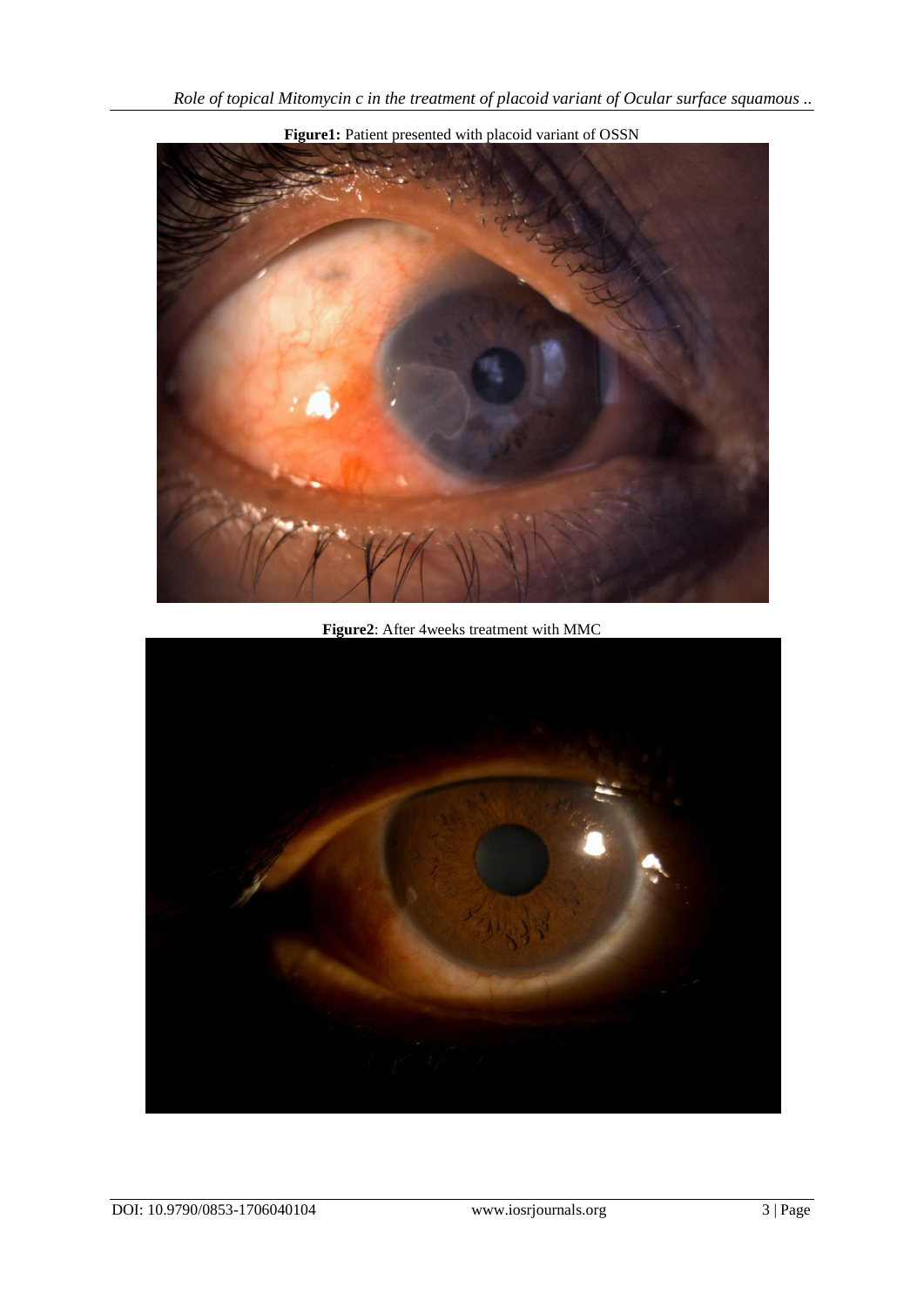**Figure1:** Patient presented with placoid variant of OSSN

**Figure2**: After 4weeks treatment with MMC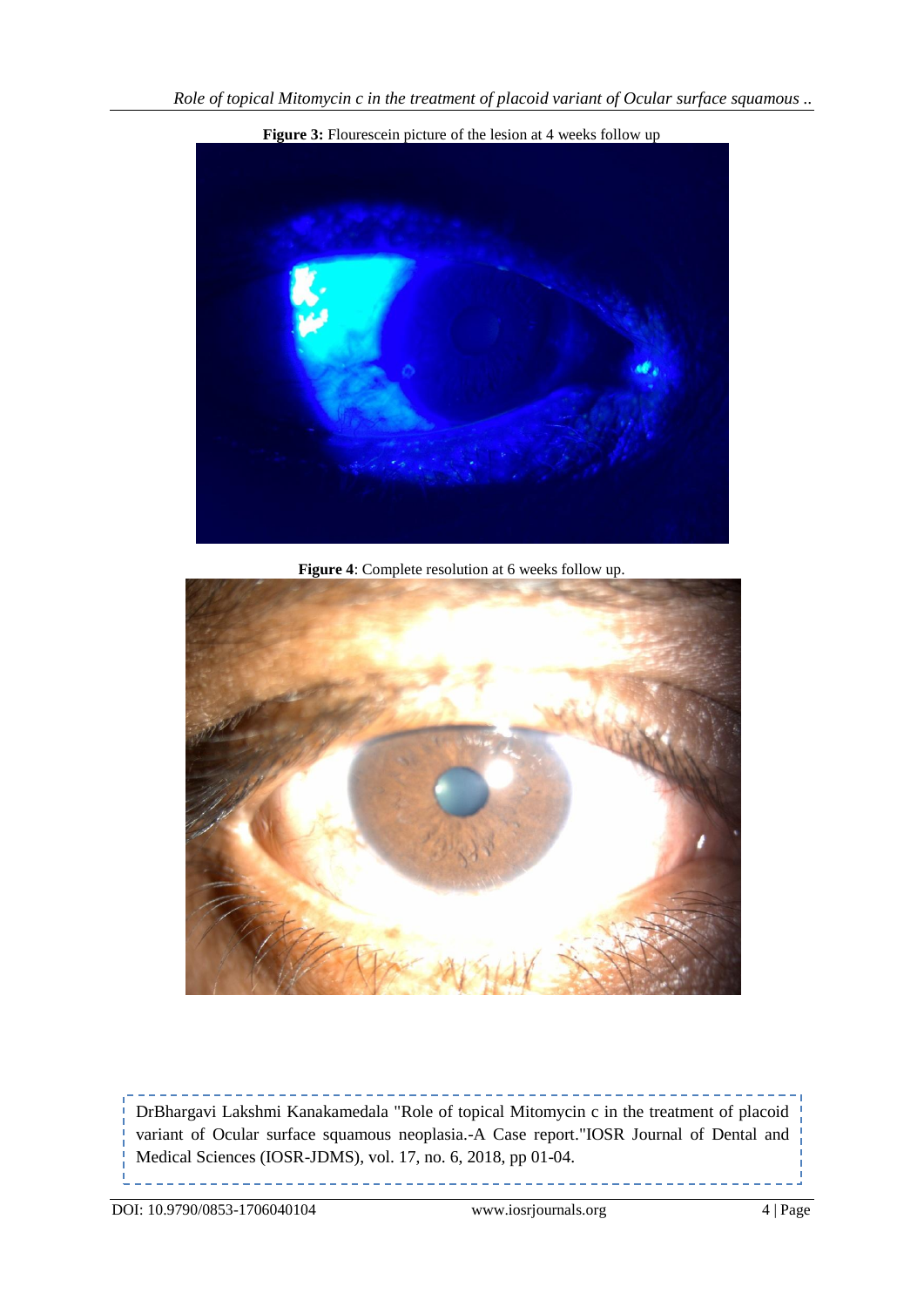**Figure 3:** Flourescein picture of the lesion at 4 weeks follow up

**Figure 4**: Complete resolution at 6 weeks follow up.

DrBhargavi Lakshmi Kanakamedala "Role of topical Mitomycin c in the treatment of placoid variant of Ocular surface squamous neoplasia.-A Case report."IOSR Journal of Dental and Medical Sciences (IOSR-JDMS), vol. 17, no. 6, 2018, pp 01-04.